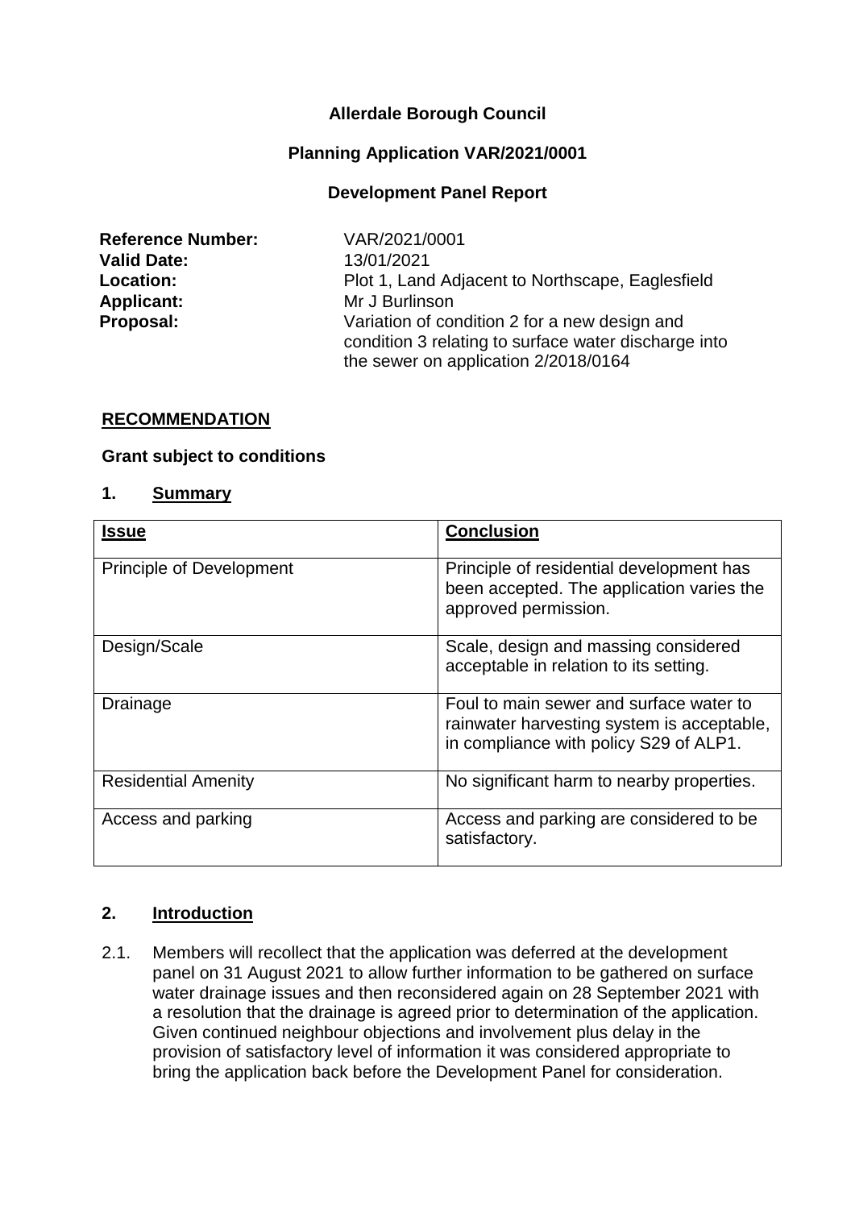**Allerdale Borough Council**

**Planning Application VAR/2021/0001**

**Development Panel Report**

| | |
|---|---|
| **Reference Number:** | VAR/2021/0001 |
| **Valid Date:** | 13/01/2021 |
| **Location:** | Plot 1, Land Adjacent to Northscape, Eaglesfield |
| **Applicant:** | Mr J Burlinson |
| **Proposal:** | Variation of condition 2 for a new design and condition 3 relating to surface water discharge into the sewer on application 2/2018/0164 |

## RECOMMENDATION

**Grant subject to conditions**

## 1. Summary

| Issue | Conclusion |
|---|---|
| Principle of Development | Principle of residential development has been accepted. The application varies the approved permission. |
| Design/Scale | Scale, design and massing considered acceptable in relation to its setting. |
| Drainage | Foul to main sewer and surface water to rainwater harvesting system is acceptable, in compliance with policy S29 of ALP1. |
| Residential Amenity | No significant harm to nearby properties. |
| Access and parking | Access and parking are considered to be satisfactory. |

## 2. Introduction

2.1. Members will recollect that the application was deferred at the development panel on 31 August 2021 to allow further information to be gathered on surface water drainage issues and then reconsidered again on 28 September 2021 with a resolution that the drainage is agreed prior to determination of the application. Given continued neighbour objections and involvement plus delay in the provision of satisfactory level of information it was considered appropriate to bring the application back before the Development Panel for consideration.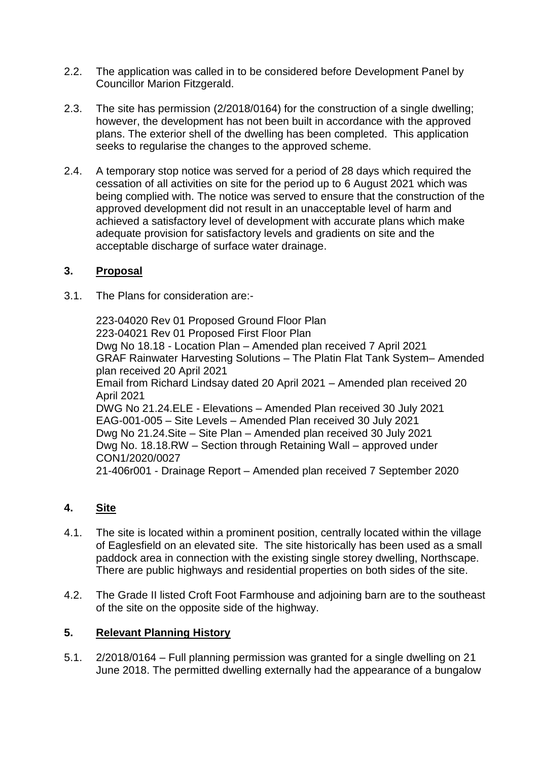2.2. The application was called in to be considered before Development Panel by Councillor Marion Fitzgerald.

2.3. The site has permission (2/2018/0164) for the construction of a single dwelling; however, the development has not been built in accordance with the approved plans. The exterior shell of the dwelling has been completed. This application seeks to regularise the changes to the approved scheme.

2.4. A temporary stop notice was served for a period of 28 days which required the cessation of all activities on site for the period up to 6 August 2021 which was being complied with. The notice was served to ensure that the construction of the approved development did not result in an unacceptable level of harm and achieved a satisfactory level of development with accurate plans which make adequate provision for satisfactory levels and gradients on site and the acceptable discharge of surface water drainage.

## 3. Proposal

3.1. The Plans for consideration are:-

223-04020 Rev 01 Proposed Ground Floor Plan
223-04021 Rev 01 Proposed First Floor Plan
Dwg No 18.18 - Location Plan – Amended plan received 7 April 2021
GRAF Rainwater Harvesting Solutions – The Platin Flat Tank System– Amended plan received 20 April 2021
Email from Richard Lindsay dated 20 April 2021 – Amended plan received 20 April 2021
DWG No 21.24.ELE - Elevations – Amended Plan received 30 July 2021
EAG-001-005 – Site Levels – Amended Plan received 30 July 2021
Dwg No 21.24.Site – Site Plan – Amended plan received 30 July 2021
Dwg No. 18.18.RW – Section through Retaining Wall – approved under CON1/2020/0027
21-406r001 - Drainage Report – Amended plan received 7 September 2020

## 4. Site

4.1. The site is located within a prominent position, centrally located within the village of Eaglesfield on an elevated site. The site historically has been used as a small paddock area in connection with the existing single storey dwelling, Northscape. There are public highways and residential properties on both sides of the site.

4.2. The Grade II listed Croft Foot Farmhouse and adjoining barn are to the southeast of the site on the opposite side of the highway.

## 5. Relevant Planning History

5.1. 2/2018/0164 – Full planning permission was granted for a single dwelling on 21 June 2018. The permitted dwelling externally had the appearance of a bungalow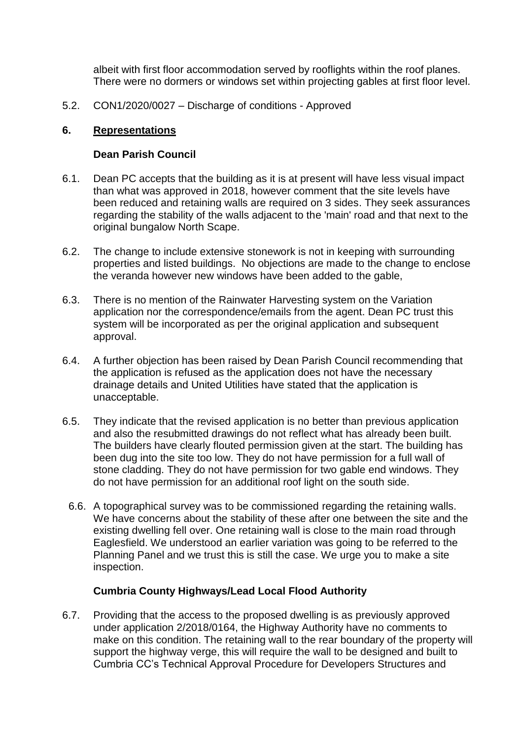albeit with first floor accommodation served by rooflights within the roof planes. There were no dormers or windows set within projecting gables at first floor level.

5.2. CON1/2020/0027 – Discharge of conditions - Approved

## 6. Representations

### Dean Parish Council

6.1. Dean PC accepts that the building as it is at present will have less visual impact than what was approved in 2018, however comment that the site levels have been reduced and retaining walls are required on 3 sides. They seek assurances regarding the stability of the walls adjacent to the 'main' road and that next to the original bungalow North Scape.

6.2. The change to include extensive stonework is not in keeping with surrounding properties and listed buildings. No objections are made to the change to enclose the veranda however new windows have been added to the gable,

6.3. There is no mention of the Rainwater Harvesting system on the Variation application nor the correspondence/emails from the agent. Dean PC trust this system will be incorporated as per the original application and subsequent approval.

6.4. A further objection has been raised by Dean Parish Council recommending that the application is refused as the application does not have the necessary drainage details and United Utilities have stated that the application is unacceptable.

6.5. They indicate that the revised application is no better than previous application and also the resubmitted drawings do not reflect what has already been built. The builders have clearly flouted permission given at the start. The building has been dug into the site too low. They do not have permission for a full wall of stone cladding. They do not have permission for two gable end windows. They do not have permission for an additional roof light on the south side.

6.6. A topographical survey was to be commissioned regarding the retaining walls. We have concerns about the stability of these after one between the site and the existing dwelling fell over. One retaining wall is close to the main road through Eaglesfield. We understood an earlier variation was going to be referred to the Planning Panel and we trust this is still the case. We urge you to make a site inspection.

### Cumbria County Highways/Lead Local Flood Authority

6.7. Providing that the access to the proposed dwelling is as previously approved under application 2/2018/0164, the Highway Authority have no comments to make on this condition. The retaining wall to the rear boundary of the property will support the highway verge, this will require the wall to be designed and built to Cumbria CC's Technical Approval Procedure for Developers Structures and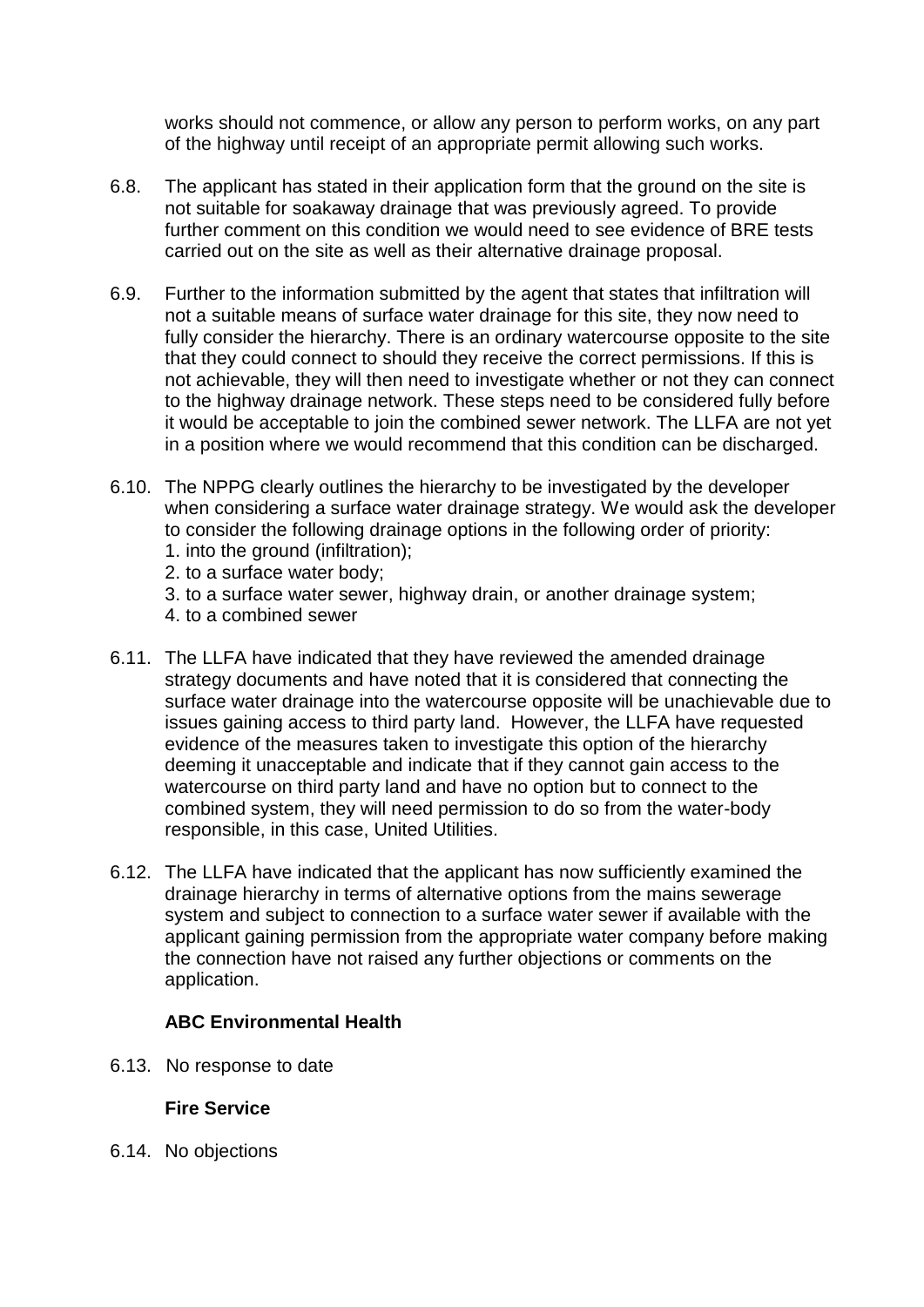works should not commence, or allow any person to perform works, on any part of the highway until receipt of an appropriate permit allowing such works.

6.8. The applicant has stated in their application form that the ground on the site is not suitable for soakaway drainage that was previously agreed. To provide further comment on this condition we would need to see evidence of BRE tests carried out on the site as well as their alternative drainage proposal.

6.9. Further to the information submitted by the agent that states that infiltration will not a suitable means of surface water drainage for this site, they now need to fully consider the hierarchy. There is an ordinary watercourse opposite to the site that they could connect to should they receive the correct permissions. If this is not achievable, they will then need to investigate whether or not they can connect to the highway drainage network. These steps need to be considered fully before it would be acceptable to join the combined sewer network. The LLFA are not yet in a position where we would recommend that this condition can be discharged.

6.10. The NPPG clearly outlines the hierarchy to be investigated by the developer when considering a surface water drainage strategy. We would ask the developer to consider the following drainage options in the following order of priority:
1. into the ground (infiltration);
2. to a surface water body;
3. to a surface water sewer, highway drain, or another drainage system;
4. to a combined sewer

6.11. The LLFA have indicated that they have reviewed the amended drainage strategy documents and have noted that it is considered that connecting the surface water drainage into the watercourse opposite will be unachievable due to issues gaining access to third party land. However, the LLFA have requested evidence of the measures taken to investigate this option of the hierarchy deeming it unacceptable and indicate that if they cannot gain access to the watercourse on third party land and have no option but to connect to the combined system, they will need permission to do so from the water-body responsible, in this case, United Utilities.

6.12. The LLFA have indicated that the applicant has now sufficiently examined the drainage hierarchy in terms of alternative options from the mains sewerage system and subject to connection to a surface water sewer if available with the applicant gaining permission from the appropriate water company before making the connection have not raised any further objections or comments on the application.

**ABC Environmental Health**

6.13. No response to date

**Fire Service**

6.14. No objections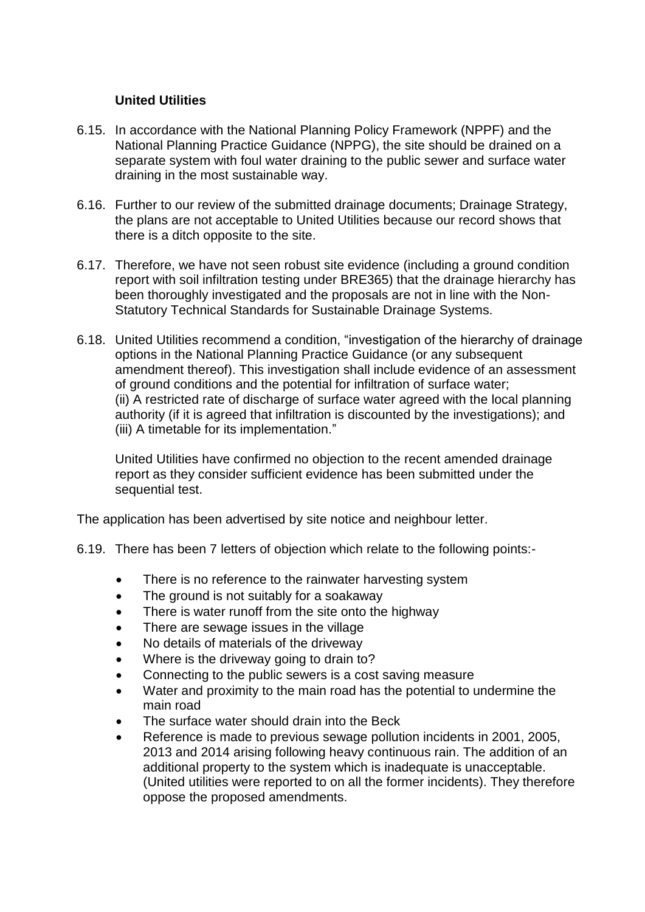**United Utilities**

6.15. In accordance with the National Planning Policy Framework (NPPF) and the National Planning Practice Guidance (NPPG), the site should be drained on a separate system with foul water draining to the public sewer and surface water draining in the most sustainable way.

6.16. Further to our review of the submitted drainage documents; Drainage Strategy, the plans are not acceptable to United Utilities because our record shows that there is a ditch opposite to the site.

6.17. Therefore, we have not seen robust site evidence (including a ground condition report with soil infiltration testing under BRE365) that the drainage hierarchy has been thoroughly investigated and the proposals are not in line with the Non-Statutory Technical Standards for Sustainable Drainage Systems.

6.18. United Utilities recommend a condition, "investigation of the hierarchy of drainage options in the National Planning Practice Guidance (or any subsequent amendment thereof). This investigation shall include evidence of an assessment of ground conditions and the potential for infiltration of surface water; (ii) A restricted rate of discharge of surface water agreed with the local planning authority (if it is agreed that infiltration is discounted by the investigations); and (iii) A timetable for its implementation."

United Utilities have confirmed no objection to the recent amended drainage report as they consider sufficient evidence has been submitted under the sequential test.

The application has been advertised by site notice and neighbour letter.

6.19. There has been 7 letters of objection which relate to the following points:-

- There is no reference to the rainwater harvesting system
- The ground is not suitably for a soakaway
- There is water runoff from the site onto the highway
- There are sewage issues in the village
- No details of materials of the driveway
- Where is the driveway going to drain to?
- Connecting to the public sewers is a cost saving measure
- Water and proximity to the main road has the potential to undermine the main road
- The surface water should drain into the Beck
- Reference is made to previous sewage pollution incidents in 2001, 2005, 2013 and 2014 arising following heavy continuous rain. The addition of an additional property to the system which is inadequate is unacceptable. (United utilities were reported to on all the former incidents). They therefore oppose the proposed amendments.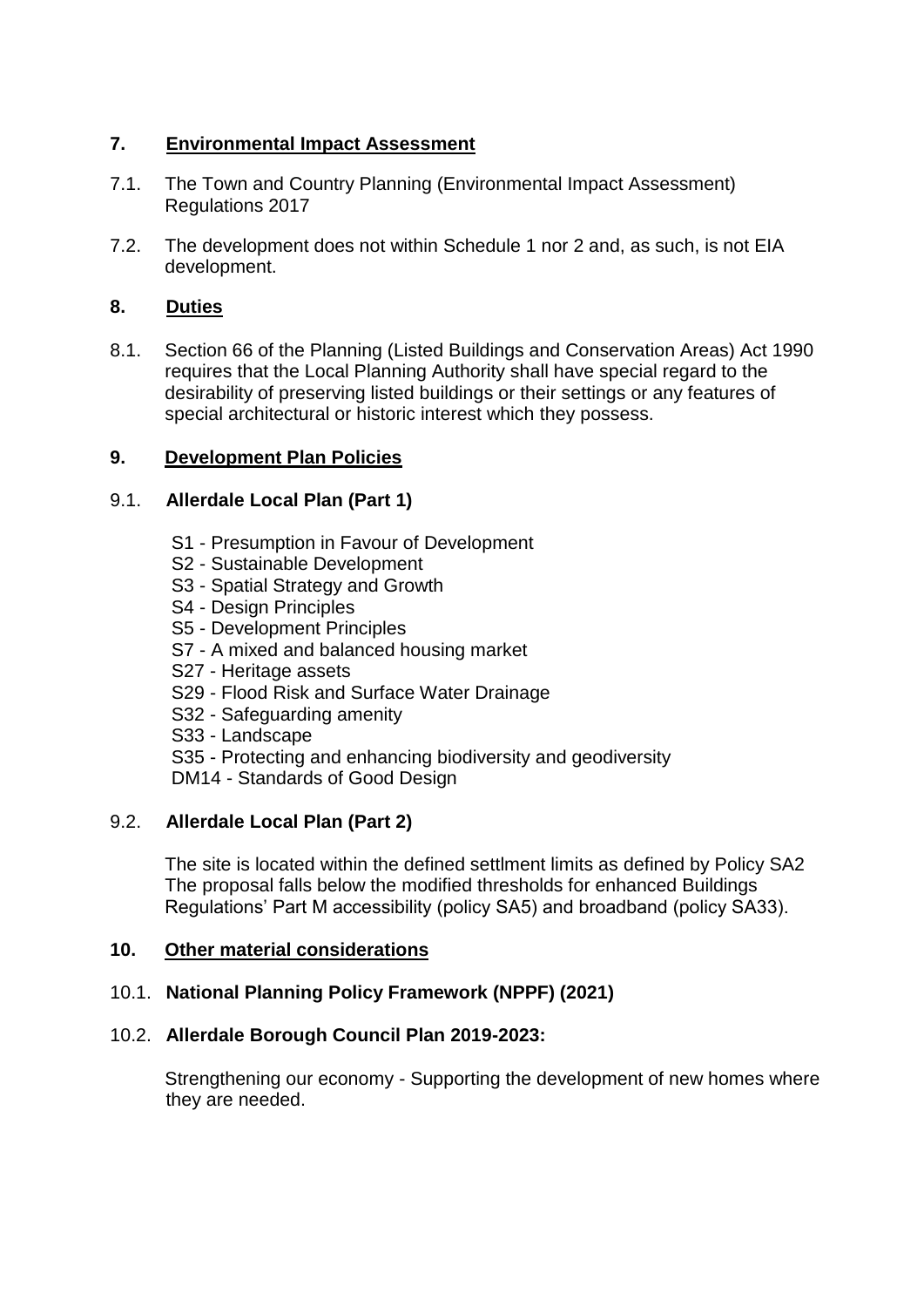## 7. Environmental Impact Assessment

7.1. The Town and Country Planning (Environmental Impact Assessment) Regulations 2017

7.2. The development does not within Schedule 1 nor 2 and, as such, is not EIA development.

## 8. Duties

8.1. Section 66 of the Planning (Listed Buildings and Conservation Areas) Act 1990 requires that the Local Planning Authority shall have special regard to the desirability of preserving listed buildings or their settings or any features of special architectural or historic interest which they possess.

## 9. Development Plan Policies

### 9.1. Allerdale Local Plan (Part 1)

- S1 - Presumption in Favour of Development
- S2 - Sustainable Development
- S3 - Spatial Strategy and Growth
- S4 - Design Principles
- S5 - Development Principles
- S7 - A mixed and balanced housing market
- S27 - Heritage assets
- S29 - Flood Risk and Surface Water Drainage
- S32 - Safeguarding amenity
- S33 - Landscape
- S35 - Protecting and enhancing biodiversity and geodiversity
- DM14 - Standards of Good Design

### 9.2. Allerdale Local Plan (Part 2)

The site is located within the defined settlment limits as defined by Policy SA2 The proposal falls below the modified thresholds for enhanced Buildings Regulations' Part M accessibility (policy SA5) and broadband (policy SA33).

## 10. Other material considerations

### 10.1. National Planning Policy Framework (NPPF) (2021)

### 10.2. Allerdale Borough Council Plan 2019-2023:

Strengthening our economy - Supporting the development of new homes where they are needed.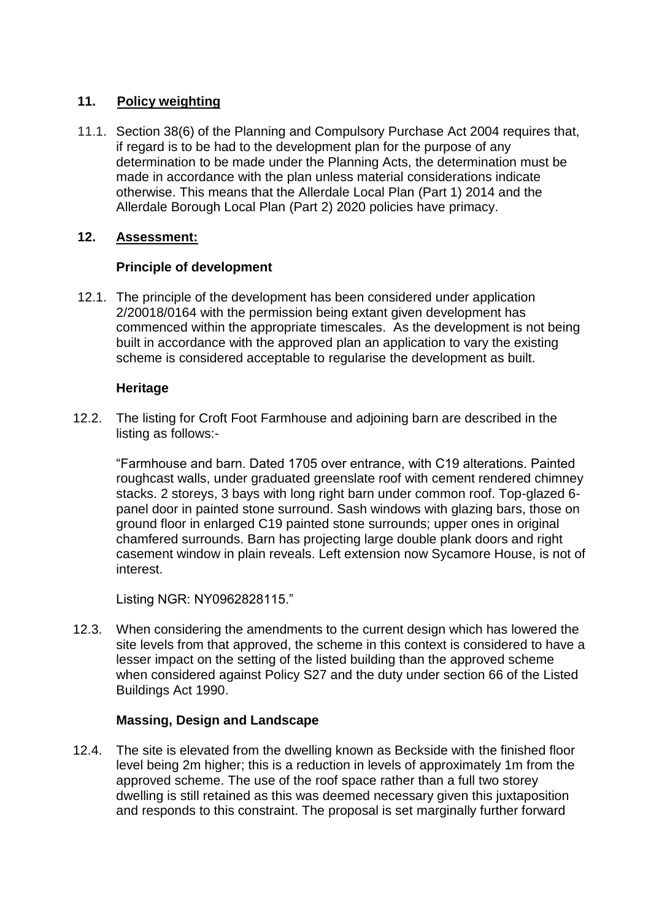## 11. Policy weighting

11.1. Section 38(6) of the Planning and Compulsory Purchase Act 2004 requires that, if regard is to be had to the development plan for the purpose of any determination to be made under the Planning Acts, the determination must be made in accordance with the plan unless material considerations indicate otherwise. This means that the Allerdale Local Plan (Part 1) 2014 and the Allerdale Borough Local Plan (Part 2) 2020 policies have primacy.

## 12. Assessment:

### Principle of development

12.1. The principle of the development has been considered under application 2/20018/0164 with the permission being extant given development has commenced within the appropriate timescales. As the development is not being built in accordance with the approved plan an application to vary the existing scheme is considered acceptable to regularise the development as built.

### Heritage

12.2. The listing for Croft Foot Farmhouse and adjoining barn are described in the listing as follows:-

"Farmhouse and barn. Dated 1705 over entrance, with C19 alterations. Painted roughcast walls, under graduated greenslate roof with cement rendered chimney stacks. 2 storeys, 3 bays with long right barn under common roof. Top-glazed 6-panel door in painted stone surround. Sash windows with glazing bars, those on ground floor in enlarged C19 painted stone surrounds; upper ones in original chamfered surrounds. Barn has projecting large double plank doors and right casement window in plain reveals. Left extension now Sycamore House, is not of interest.

Listing NGR: NY0962828115."

12.3. When considering the amendments to the current design which has lowered the site levels from that approved, the scheme in this context is considered to have a lesser impact on the setting of the listed building than the approved scheme when considered against Policy S27 and the duty under section 66 of the Listed Buildings Act 1990.

### Massing, Design and Landscape

12.4. The site is elevated from the dwelling known as Beckside with the finished floor level being 2m higher; this is a reduction in levels of approximately 1m from the approved scheme. The use of the roof space rather than a full two storey dwelling is still retained as this was deemed necessary given this juxtaposition and responds to this constraint. The proposal is set marginally further forward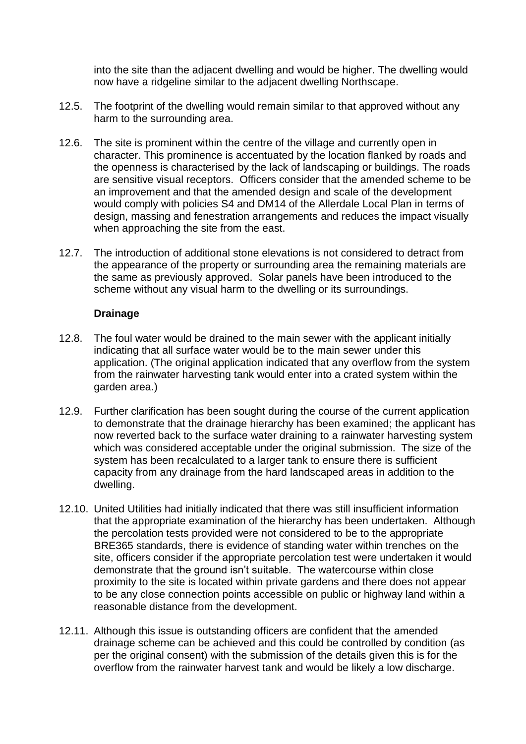into the site than the adjacent dwelling and would be higher. The dwelling would now have a ridgeline similar to the adjacent dwelling Northscape.

12.5. The footprint of the dwelling would remain similar to that approved without any harm to the surrounding area.

12.6. The site is prominent within the centre of the village and currently open in character. This prominence is accentuated by the location flanked by roads and the openness is characterised by the lack of landscaping or buildings. The roads are sensitive visual receptors. Officers consider that the amended scheme to be an improvement and that the amended design and scale of the development would comply with policies S4 and DM14 of the Allerdale Local Plan in terms of design, massing and fenestration arrangements and reduces the impact visually when approaching the site from the east.

12.7. The introduction of additional stone elevations is not considered to detract from the appearance of the property or surrounding area the remaining materials are the same as previously approved. Solar panels have been introduced to the scheme without any visual harm to the dwelling or its surroundings.

**Drainage**

12.8. The foul water would be drained to the main sewer with the applicant initially indicating that all surface water would be to the main sewer under this application. (The original application indicated that any overflow from the system from the rainwater harvesting tank would enter into a crated system within the garden area.)

12.9. Further clarification has been sought during the course of the current application to demonstrate that the drainage hierarchy has been examined; the applicant has now reverted back to the surface water draining to a rainwater harvesting system which was considered acceptable under the original submission. The size of the system has been recalculated to a larger tank to ensure there is sufficient capacity from any drainage from the hard landscaped areas in addition to the dwelling.

12.10. United Utilities had initially indicated that there was still insufficient information that the appropriate examination of the hierarchy has been undertaken. Although the percolation tests provided were not considered to be to the appropriate BRE365 standards, there is evidence of standing water within trenches on the site, officers consider if the appropriate percolation test were undertaken it would demonstrate that the ground isn't suitable. The watercourse within close proximity to the site is located within private gardens and there does not appear to be any close connection points accessible on public or highway land within a reasonable distance from the development.

12.11. Although this issue is outstanding officers are confident that the amended drainage scheme can be achieved and this could be controlled by condition (as per the original consent) with the submission of the details given this is for the overflow from the rainwater harvest tank and would be likely a low discharge.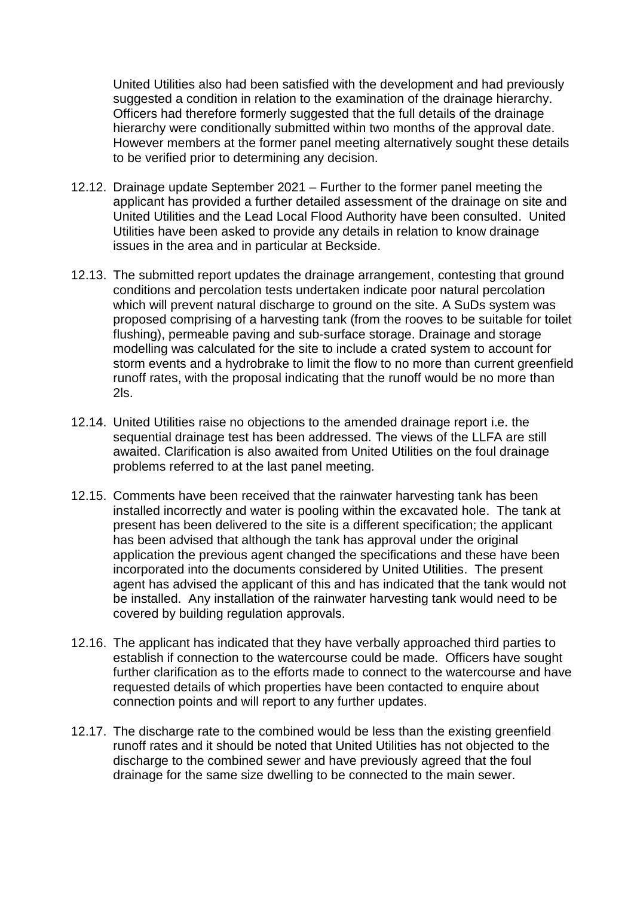United Utilities also had been satisfied with the development and had previously suggested a condition in relation to the examination of the drainage hierarchy. Officers had therefore formerly suggested that the full details of the drainage hierarchy were conditionally submitted within two months of the approval date. However members at the former panel meeting alternatively sought these details to be verified prior to determining any decision.

12.12. Drainage update September 2021 – Further to the former panel meeting the applicant has provided a further detailed assessment of the drainage on site and United Utilities and the Lead Local Flood Authority have been consulted. United Utilities have been asked to provide any details in relation to know drainage issues in the area and in particular at Beckside.

12.13. The submitted report updates the drainage arrangement, contesting that ground conditions and percolation tests undertaken indicate poor natural percolation which will prevent natural discharge to ground on the site. A SuDs system was proposed comprising of a harvesting tank (from the rooves to be suitable for toilet flushing), permeable paving and sub-surface storage. Drainage and storage modelling was calculated for the site to include a crated system to account for storm events and a hydrobrake to limit the flow to no more than current greenfield runoff rates, with the proposal indicating that the runoff would be no more than 2ls.

12.14. United Utilities raise no objections to the amended drainage report i.e. the sequential drainage test has been addressed. The views of the LLFA are still awaited. Clarification is also awaited from United Utilities on the foul drainage problems referred to at the last panel meeting.

12.15. Comments have been received that the rainwater harvesting tank has been installed incorrectly and water is pooling within the excavated hole. The tank at present has been delivered to the site is a different specification; the applicant has been advised that although the tank has approval under the original application the previous agent changed the specifications and these have been incorporated into the documents considered by United Utilities. The present agent has advised the applicant of this and has indicated that the tank would not be installed. Any installation of the rainwater harvesting tank would need to be covered by building regulation approvals.

12.16. The applicant has indicated that they have verbally approached third parties to establish if connection to the watercourse could be made. Officers have sought further clarification as to the efforts made to connect to the watercourse and have requested details of which properties have been contacted to enquire about connection points and will report to any further updates.

12.17. The discharge rate to the combined would be less than the existing greenfield runoff rates and it should be noted that United Utilities has not objected to the discharge to the combined sewer and have previously agreed that the foul drainage for the same size dwelling to be connected to the main sewer.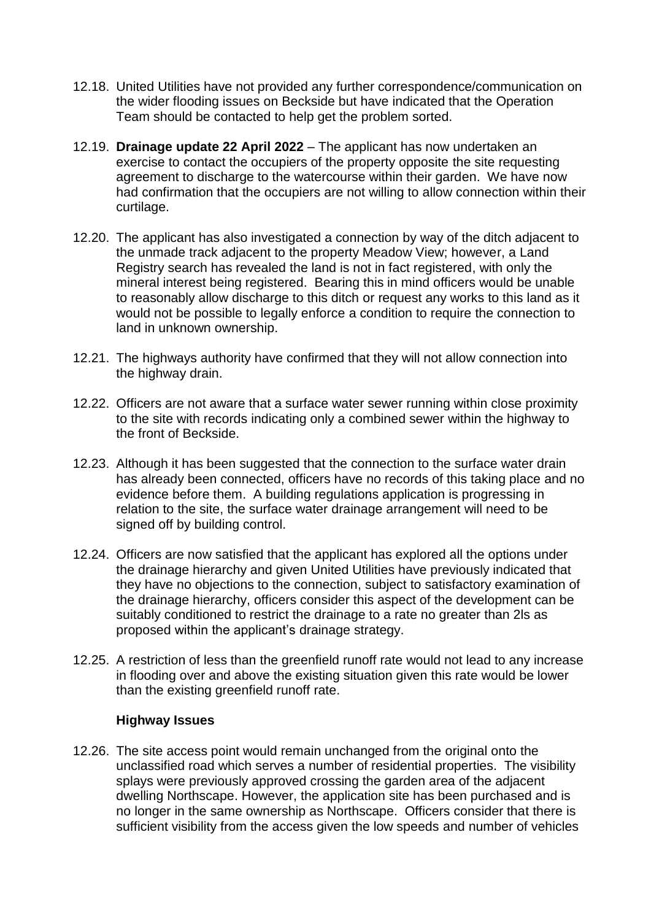12.18. United Utilities have not provided any further correspondence/communication on the wider flooding issues on Beckside but have indicated that the Operation Team should be contacted to help get the problem sorted.

12.19. **Drainage update 22 April 2022** – The applicant has now undertaken an exercise to contact the occupiers of the property opposite the site requesting agreement to discharge to the watercourse within their garden. We have now had confirmation that the occupiers are not willing to allow connection within their curtilage.

12.20. The applicant has also investigated a connection by way of the ditch adjacent to the unmade track adjacent to the property Meadow View; however, a Land Registry search has revealed the land is not in fact registered, with only the mineral interest being registered. Bearing this in mind officers would be unable to reasonably allow discharge to this ditch or request any works to this land as it would not be possible to legally enforce a condition to require the connection to land in unknown ownership.

12.21. The highways authority have confirmed that they will not allow connection into the highway drain.

12.22. Officers are not aware that a surface water sewer running within close proximity to the site with records indicating only a combined sewer within the highway to the front of Beckside.

12.23. Although it has been suggested that the connection to the surface water drain has already been connected, officers have no records of this taking place and no evidence before them. A building regulations application is progressing in relation to the site, the surface water drainage arrangement will need to be signed off by building control.

12.24. Officers are now satisfied that the applicant has explored all the options under the drainage hierarchy and given United Utilities have previously indicated that they have no objections to the connection, subject to satisfactory examination of the drainage hierarchy, officers consider this aspect of the development can be suitably conditioned to restrict the drainage to a rate no greater than 2ls as proposed within the applicant's drainage strategy.

12.25. A restriction of less than the greenfield runoff rate would not lead to any increase in flooding over and above the existing situation given this rate would be lower than the existing greenfield runoff rate.

**Highway Issues**

12.26. The site access point would remain unchanged from the original onto the unclassified road which serves a number of residential properties. The visibility splays were previously approved crossing the garden area of the adjacent dwelling Northscape. However, the application site has been purchased and is no longer in the same ownership as Northscape. Officers consider that there is sufficient visibility from the access given the low speeds and number of vehicles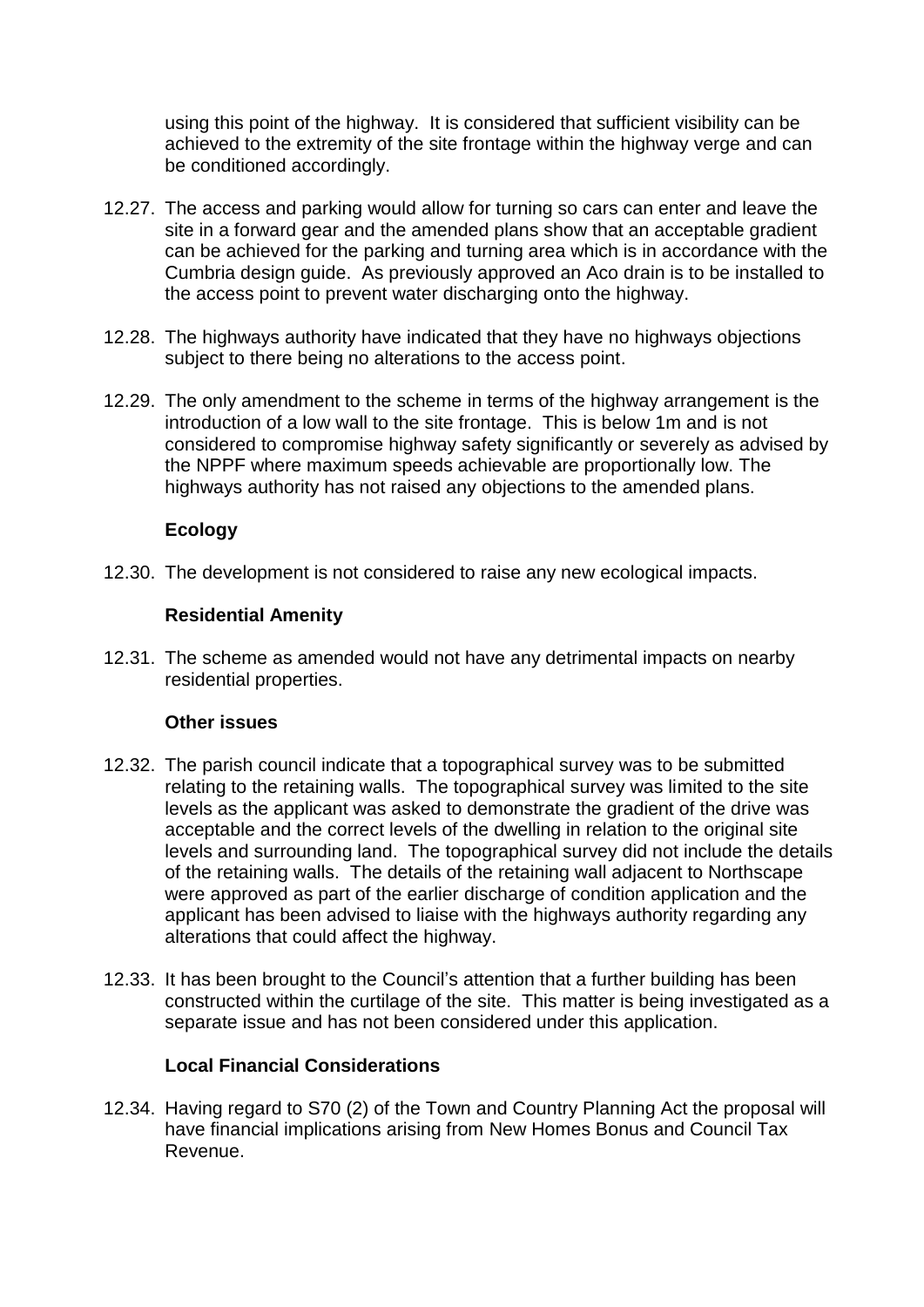using this point of the highway. It is considered that sufficient visibility can be achieved to the extremity of the site frontage within the highway verge and can be conditioned accordingly.

12.27. The access and parking would allow for turning so cars can enter and leave the site in a forward gear and the amended plans show that an acceptable gradient can be achieved for the parking and turning area which is in accordance with the Cumbria design guide. As previously approved an Aco drain is to be installed to the access point to prevent water discharging onto the highway.

12.28. The highways authority have indicated that they have no highways objections subject to there being no alterations to the access point.

12.29. The only amendment to the scheme in terms of the highway arrangement is the introduction of a low wall to the site frontage. This is below 1m and is not considered to compromise highway safety significantly or severely as advised by the NPPF where maximum speeds achievable are proportionally low. The highways authority has not raised any objections to the amended plans.

**Ecology**

12.30. The development is not considered to raise any new ecological impacts.

**Residential Amenity**

12.31. The scheme as amended would not have any detrimental impacts on nearby residential properties.

**Other issues**

12.32. The parish council indicate that a topographical survey was to be submitted relating to the retaining walls. The topographical survey was limited to the site levels as the applicant was asked to demonstrate the gradient of the drive was acceptable and the correct levels of the dwelling in relation to the original site levels and surrounding land. The topographical survey did not include the details of the retaining walls. The details of the retaining wall adjacent to Northscape were approved as part of the earlier discharge of condition application and the applicant has been advised to liaise with the highways authority regarding any alterations that could affect the highway.

12.33. It has been brought to the Council's attention that a further building has been constructed within the curtilage of the site. This matter is being investigated as a separate issue and has not been considered under this application.

**Local Financial Considerations**

12.34. Having regard to S70 (2) of the Town and Country Planning Act the proposal will have financial implications arising from New Homes Bonus and Council Tax Revenue.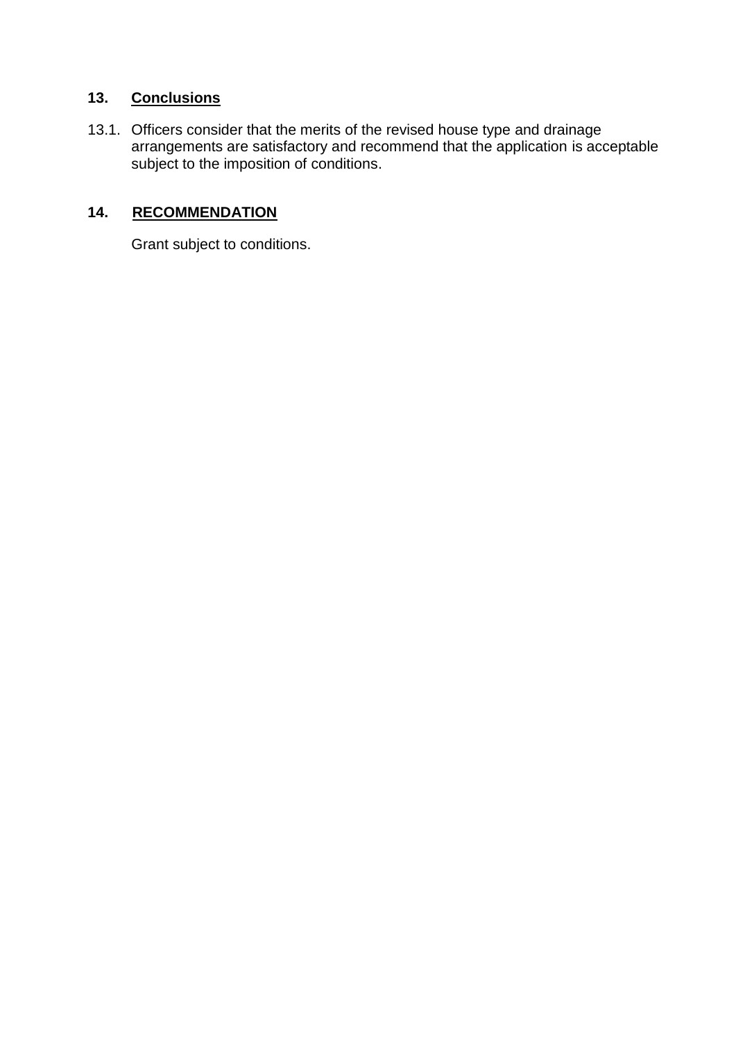## 13. Conclusions

13.1. Officers consider that the merits of the revised house type and drainage arrangements are satisfactory and recommend that the application is acceptable subject to the imposition of conditions.

## 14. RECOMMENDATION

Grant subject to conditions.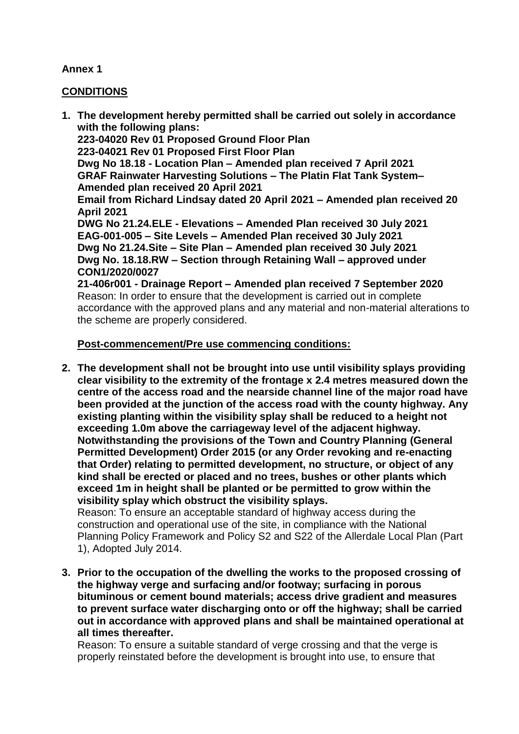**Annex 1**

**CONDITIONS**

1. **The development hereby permitted shall be carried out solely in accordance with the following plans:**
   **223-04020 Rev 01 Proposed Ground Floor Plan**
   **223-04021 Rev 01 Proposed First Floor Plan**
   **Dwg No 18.18 - Location Plan – Amended plan received 7 April 2021**
   **GRAF Rainwater Harvesting Solutions – The Platin Flat Tank System– Amended plan received 20 April 2021**
   **Email from Richard Lindsay dated 20 April 2021 – Amended plan received 20 April 2021**
   **DWG No 21.24.ELE - Elevations – Amended Plan received 30 July 2021**
   **EAG-001-005 – Site Levels – Amended Plan received 30 July 2021**
   **Dwg No 21.24.Site – Site Plan – Amended plan received 30 July 2021**
   **Dwg No. 18.18.RW – Section through Retaining Wall – approved under CON1/2020/0027**
   **21-406r001 - Drainage Report – Amended plan received 7 September 2020**
   Reason: In order to ensure that the development is carried out in complete accordance with the approved plans and any material and non-material alterations to the scheme are properly considered.

**Post-commencement/Pre use commencing conditions:**

2. **The development shall not be brought into use until visibility splays providing clear visibility to the extremity of the frontage x 2.4 metres measured down the centre of the access road and the nearside channel line of the major road have been provided at the junction of the access road with the county highway. Any existing planting within the visibility splay shall be reduced to a height not exceeding 1.0m above the carriageway level of the adjacent highway. Notwithstanding the provisions of the Town and Country Planning (General Permitted Development) Order 2015 (or any Order revoking and re-enacting that Order) relating to permitted development, no structure, or object of any kind shall be erected or placed and no trees, bushes or other plants which exceed 1m in height shall be planted or be permitted to grow within the visibility splay which obstruct the visibility splays.**
   Reason: To ensure an acceptable standard of highway access during the construction and operational use of the site, in compliance with the National Planning Policy Framework and Policy S2 and S22 of the Allerdale Local Plan (Part 1), Adopted July 2014.

3. **Prior to the occupation of the dwelling the works to the proposed crossing of the highway verge and surfacing and/or footway; surfacing in porous bituminous or cement bound materials; access drive gradient and measures to prevent surface water discharging onto or off the highway; shall be carried out in accordance with approved plans and shall be maintained operational at all times thereafter.**
   Reason: To ensure a suitable standard of verge crossing and that the verge is properly reinstated before the development is brought into use, to ensure that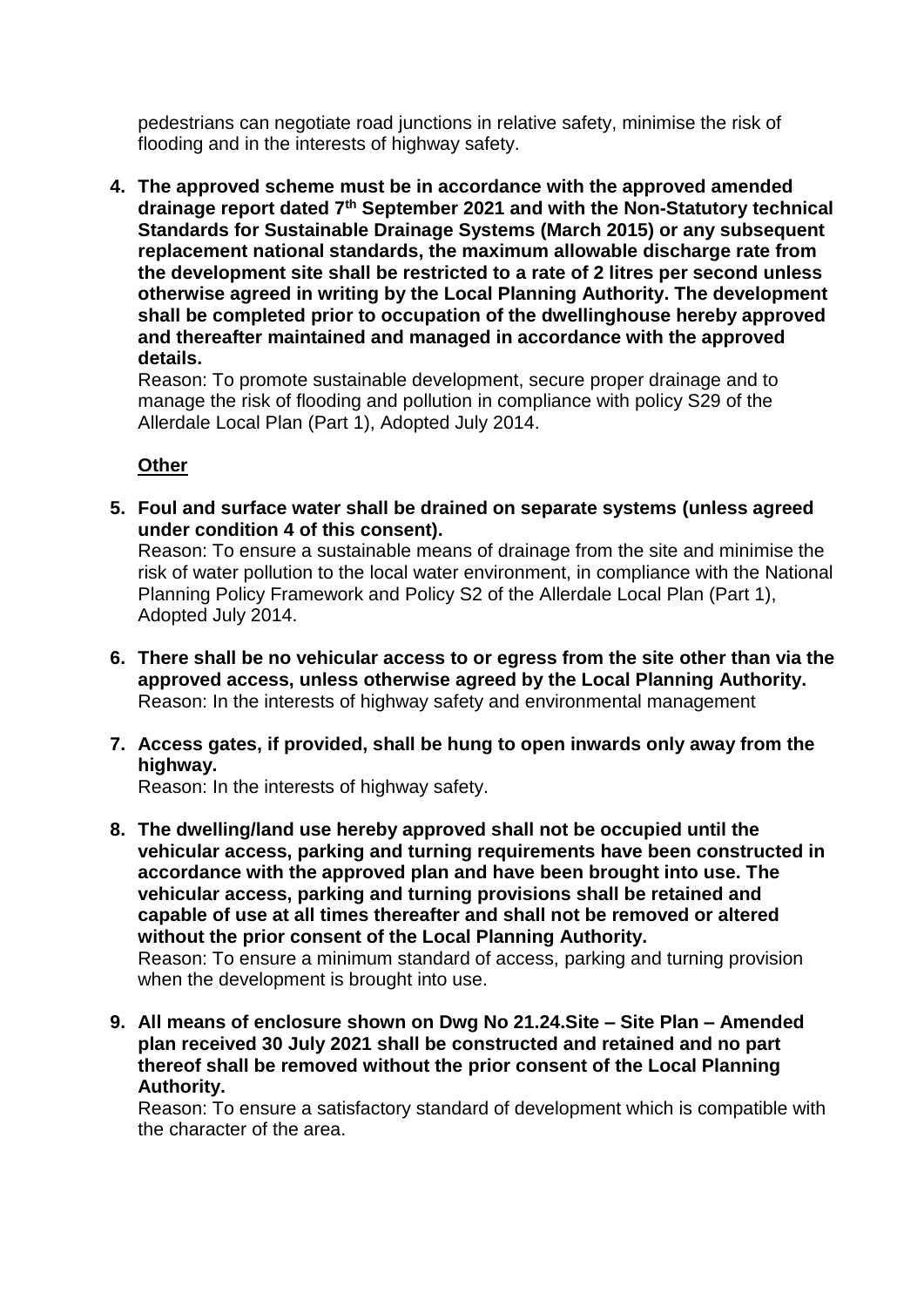pedestrians can negotiate road junctions in relative safety, minimise the risk of flooding and in the interests of highway safety.

4. **The approved scheme must be in accordance with the approved amended drainage report dated 7th September 2021 and with the Non-Statutory technical Standards for Sustainable Drainage Systems (March 2015) or any subsequent replacement national standards, the maximum allowable discharge rate from the development site shall be restricted to a rate of 2 litres per second unless otherwise agreed in writing by the Local Planning Authority. The development shall be completed prior to occupation of the dwellinghouse hereby approved and thereafter maintained and managed in accordance with the approved details.**
   Reason: To promote sustainable development, secure proper drainage and to manage the risk of flooding and pollution in compliance with policy S29 of the Allerdale Local Plan (Part 1), Adopted July 2014.

**Other**

5. **Foul and surface water shall be drained on separate systems (unless agreed under condition 4 of this consent).**
   Reason: To ensure a sustainable means of drainage from the site and minimise the risk of water pollution to the local water environment, in compliance with the National Planning Policy Framework and Policy S2 of the Allerdale Local Plan (Part 1), Adopted July 2014.

6. **There shall be no vehicular access to or egress from the site other than via the approved access, unless otherwise agreed by the Local Planning Authority.**
   Reason: In the interests of highway safety and environmental management

7. **Access gates, if provided, shall be hung to open inwards only away from the highway.**
   Reason: In the interests of highway safety.

8. **The dwelling/land use hereby approved shall not be occupied until the vehicular access, parking and turning requirements have been constructed in accordance with the approved plan and have been brought into use. The vehicular access, parking and turning provisions shall be retained and capable of use at all times thereafter and shall not be removed or altered without the prior consent of the Local Planning Authority.**
   Reason: To ensure a minimum standard of access, parking and turning provision when the development is brought into use.

9. **All means of enclosure shown on Dwg No 21.24.Site – Site Plan – Amended plan received 30 July 2021 shall be constructed and retained and no part thereof shall be removed without the prior consent of the Local Planning Authority.**
   Reason: To ensure a satisfactory standard of development which is compatible with the character of the area.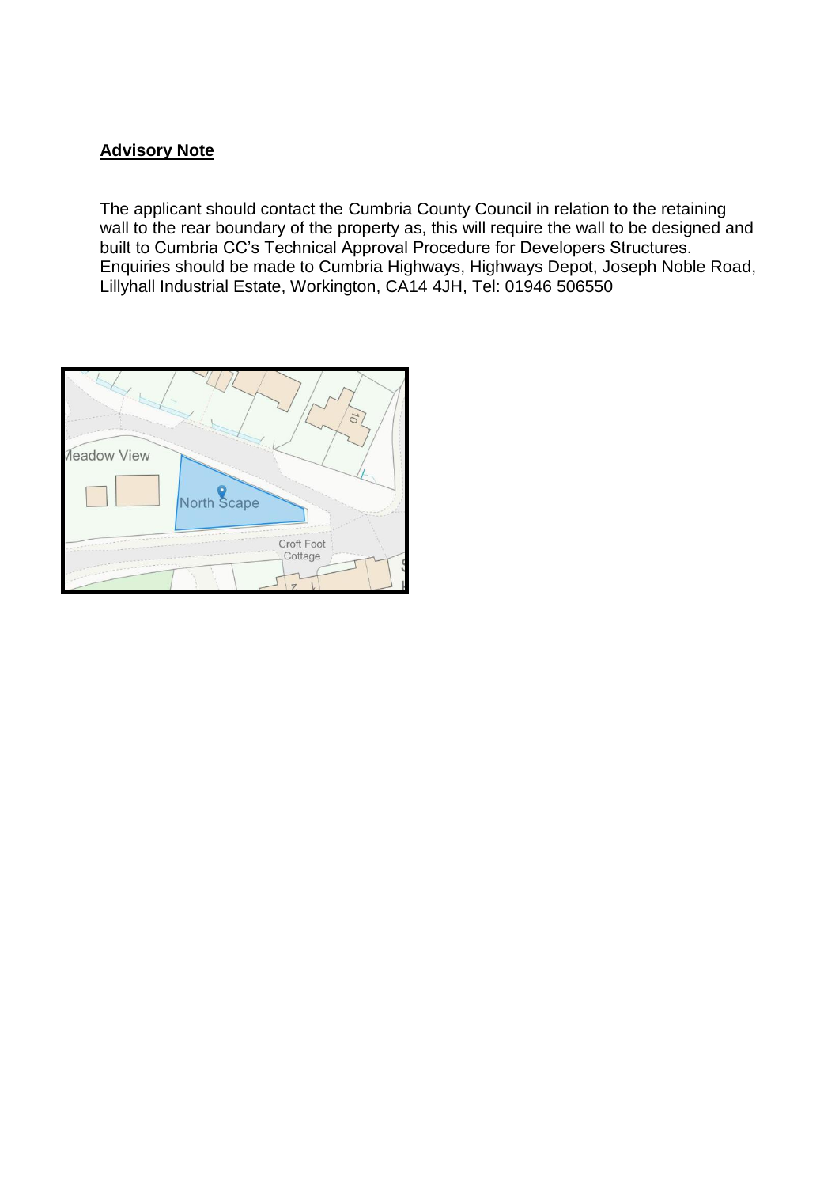**Advisory Note**

The applicant should contact the Cumbria County Council in relation to the retaining wall to the rear boundary of the property as, this will require the wall to be designed and built to Cumbria CC's Technical Approval Procedure for Developers Structures. Enquiries should be made to Cumbria Highways, Highways Depot, Joseph Noble Road, Lillyhall Industrial Estate, Workington, CA14 4JH, Tel: 01946 506550

Meadow View

North Scape

Croft Foot Cottage

10